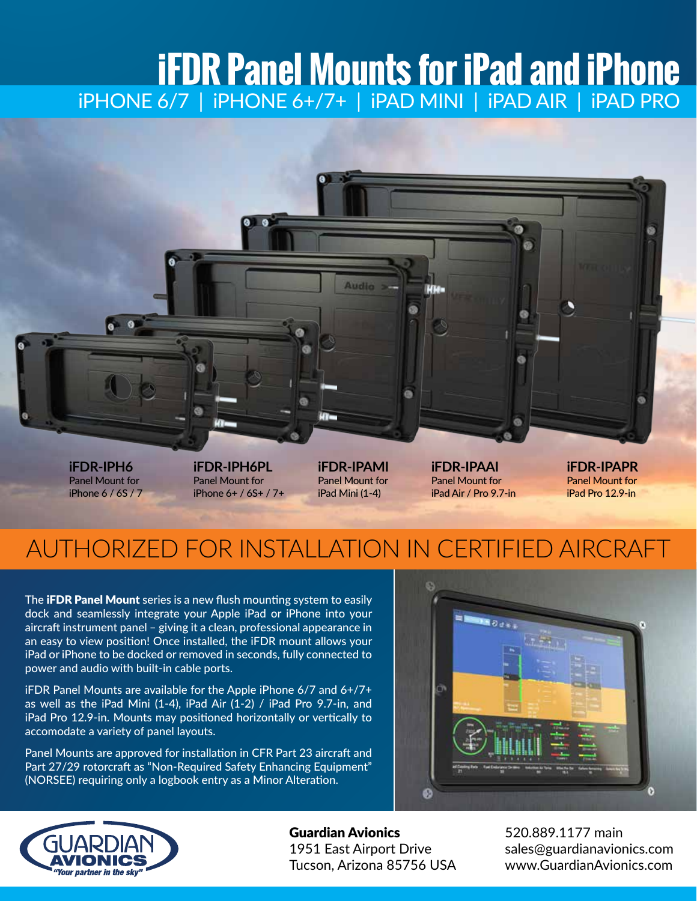# iFDR Panel Mounts for iPad and iPhone

iPHONE 6/7 | iPHONE 6+/7+ | iPAD MINI | iPAD AIR | iPAD PRO

**iFDR-IPH6**
Panel Mount for
iPhone 6 / 6S / 7

**iFDR-IPH6PL**
Panel Mount for
iPhone 6+ / 6S+ / 7+

**iFDR-IPAMI**
Panel Mount for
iPad Mini (1-4)

**iFDR-IPAAI**
Panel Mount for
iPad Air / Pro 9.7-in

**iFDR-IPAPR**
Panel Mount for
iPad Pro 12.9-in

## AUTHORIZED FOR INSTALLATION IN CERTIFIED AIRCRAFT

The **iFDR Panel Mount** series is a new flush mounting system to easily dock and seamlessly integrate your Apple iPad or iPhone into your aircraft instrument panel – giving it a clean, professional appearance in an easy to view position! Once installed, the iFDR mount allows your iPad or iPhone to be docked or removed in seconds, fully connected to power and audio with built-in cable ports.

iFDR Panel Mounts are available for the Apple iPhone 6/7 and 6+/7+ as well as the iPad Mini (1-4), iPad Air (1-2) / iPad Pro 9.7-in, and iPad Pro 12.9-in. Mounts may positioned horizontally or vertically to accomodate a variety of panel layouts.

Panel Mounts are approved for installation in CFR Part 23 aircraft and Part 27/29 rotorcraft as "Non-Required Safety Enhancing Equipment" (NORSEE) requiring only a logbook entry as a Minor Alteration.

GUARDIAN AVIONICS
*"Your partner in the sky"*

**Guardian Avionics**
1951 East Airport Drive
Tucson, Arizona 85756 USA

520.889.1177 main
sales@guardianavionics.com
www.GuardianAvionics.com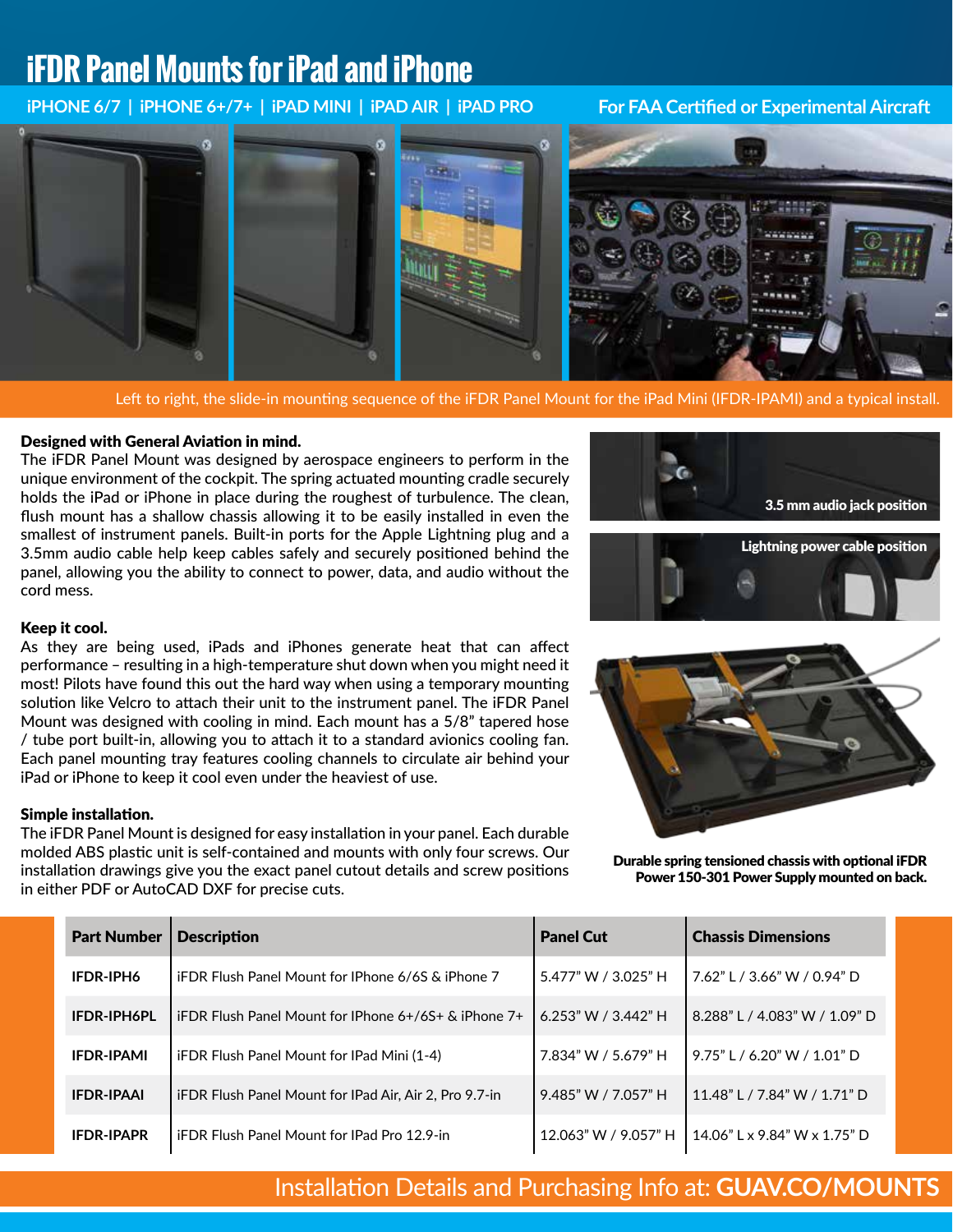# iFDR Panel Mounts for iPad and iPhone

**iPHONE 6/7 | iPHONE 6+/7+ | iPAD MINI | iPAD AIR | iPAD PRO**

**For FAA Certified or Experimental Aircraft**

Left to right, the slide-in mounting sequence of the iFDR Panel Mount for the iPad Mini (IFDR-IPAMI) and a typical install.

**Designed with General Aviation in mind.**
The iFDR Panel Mount was designed by aerospace engineers to perform in the unique environment of the cockpit. The spring actuated mounting cradle securely holds the iPad or iPhone in place during the roughest of turbulence. The clean, flush mount has a shallow chassis allowing it to be easily installed in even the smallest of instrument panels. Built-in ports for the Apple Lightning plug and a 3.5mm audio cable help keep cables safely and securely positioned behind the panel, allowing you the ability to connect to power, data, and audio without the cord mess.

**Keep it cool.**
As they are being used, iPads and iPhones generate heat that can affect performance – resulting in a high-temperature shut down when you might need it most! Pilots have found this out the hard way when using a temporary mounting solution like Velcro to attach their unit to the instrument panel. The iFDR Panel Mount was designed with cooling in mind. Each mount has a 5/8" tapered hose / tube port built-in, allowing you to attach it to a standard avionics cooling fan. Each panel mounting tray features cooling channels to circulate air behind your iPad or iPhone to keep it cool even under the heaviest of use.

**Simple installation.**
The iFDR Panel Mount is designed for easy installation in your panel. Each durable molded ABS plastic unit is self-contained and mounts with only four screws. Our installation drawings give you the exact panel cutout details and screw positions in either PDF or AutoCAD DXF for precise cuts.

3.5 mm audio jack position

Lightning power cable position

Durable spring tensioned chassis with optional iFDR Power 150-301 Power Supply mounted on back.

| Part Number | Description | Panel Cut | Chassis Dimensions |
|---|---|---|---|
| IFDR-IPH6 | iFDR Flush Panel Mount for IPhone 6/6S & iPhone 7 | 5.477" W / 3.025" H | 7.62" L / 3.66" W / 0.94" D |
| IFDR-IPH6PL | iFDR Flush Panel Mount for IPhone 6+/6S+ & iPhone 7+ | 6.253" W / 3.442" H | 8.288" L / 4.083" W / 1.09" D |
| IFDR-IPAMI | iFDR Flush Panel Mount for IPad Mini (1-4) | 7.834" W / 5.679" H | 9.75" L / 6.20" W / 1.01" D |
| IFDR-IPAAI | iFDR Flush Panel Mount for IPad Air, Air 2, Pro 9.7-in | 9.485" W / 7.057" H | 11.48" L / 7.84" W / 1.71" D |
| IFDR-IPAPR | iFDR Flush Panel Mount for IPad Pro 12.9-in | 12.063" W / 9.057" H | 14.06" L x 9.84" W x 1.75" D |

Installation Details and Purchasing Info at: **GUAV.CO/MOUNTS**